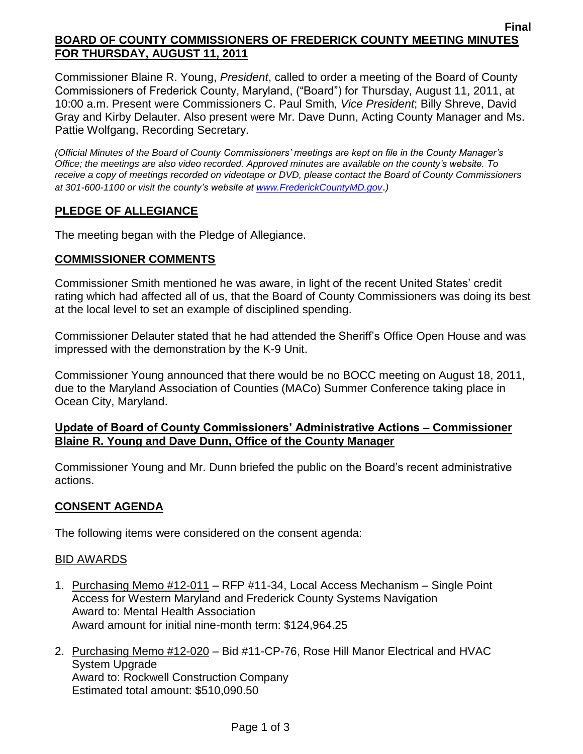**Final**

**BOARD OF COUNTY COMMISSIONERS OF FREDERICK COUNTY MEETING MINUTES FOR THURSDAY, AUGUST 11, 2011**

Commissioner Blaine R. Young, *President*, called to order a meeting of the Board of County Commissioners of Frederick County, Maryland, ("Board") for Thursday, August 11, 2011, at 10:00 a.m. Present were Commissioners C. Paul Smith*, Vice President*; Billy Shreve, David Gray and Kirby Delauter. Also present were Mr. Dave Dunn, Acting County Manager and Ms. Pattie Wolfgang, Recording Secretary.

*(Official Minutes of the Board of County Commissioners' meetings are kept on file in the County Manager's Office; the meetings are also video recorded. Approved minutes are available on the county's website. To receive a copy of meetings recorded on videotape or DVD, please contact the Board of County Commissioners at 301-600-1100 or visit the county's website at www.FrederickCountyMD.gov.)*

## PLEDGE OF ALLEGIANCE

The meeting began with the Pledge of Allegiance.

## COMMISSIONER COMMENTS

Commissioner Smith mentioned he was aware, in light of the recent United States' credit rating which had affected all of us, that the Board of County Commissioners was doing its best at the local level to set an example of disciplined spending.

Commissioner Delauter stated that he had attended the Sheriff's Office Open House and was impressed with the demonstration by the K-9 Unit.

Commissioner Young announced that there would be no BOCC meeting on August 18, 2011, due to the Maryland Association of Counties (MACo) Summer Conference taking place in Ocean City, Maryland.

### Update of Board of County Commissioners' Administrative Actions – Commissioner Blaine R. Young and Dave Dunn, Office of the County Manager

Commissioner Young and Mr. Dunn briefed the public on the Board's recent administrative actions.

## CONSENT AGENDA

The following items were considered on the consent agenda:

BID AWARDS

1. Purchasing Memo #12-011 – RFP #11-34, Local Access Mechanism – Single Point Access for Western Maryland and Frederick County Systems Navigation
   Award to: Mental Health Association
   Award amount for initial nine-month term: $124,964.25

2. Purchasing Memo #12-020 – Bid #11-CP-76, Rose Hill Manor Electrical and HVAC System Upgrade
   Award to: Rockwell Construction Company
   Estimated total amount: $510,090.50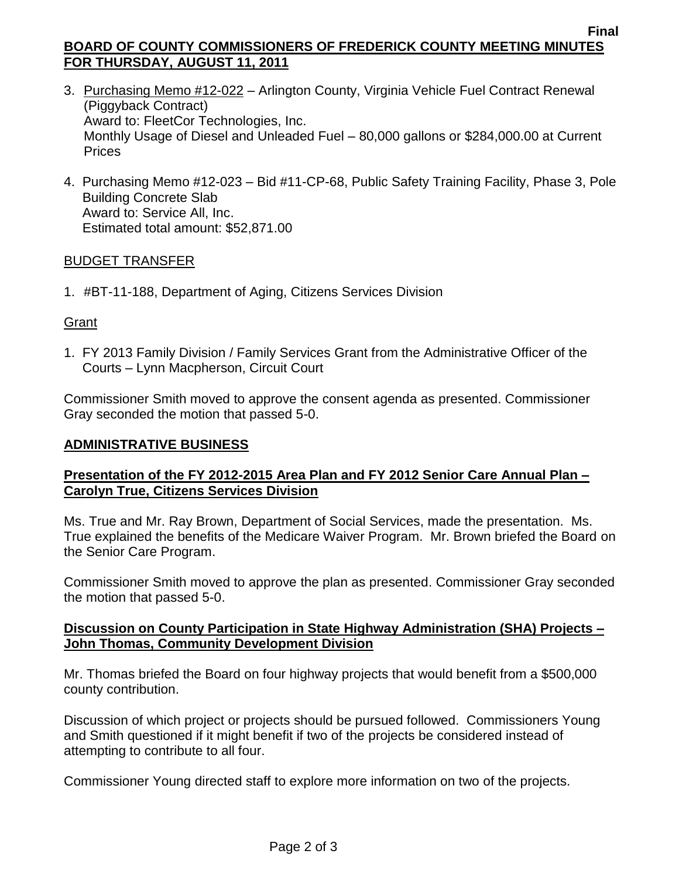3. Purchasing Memo #12-022 – Arlington County, Virginia Vehicle Fuel Contract Renewal (Piggyback Contract)
   Award to: FleetCor Technologies, Inc.
   Monthly Usage of Diesel and Unleaded Fuel – 80,000 gallons or $284,000.00 at Current Prices

4. Purchasing Memo #12-023 – Bid #11-CP-68, Public Safety Training Facility, Phase 3, Pole Building Concrete Slab
   Award to: Service All, Inc.
   Estimated total amount: $52,871.00

BUDGET TRANSFER

1. #BT-11-188, Department of Aging, Citizens Services Division

Grant

1. FY 2013 Family Division / Family Services Grant from the Administrative Officer of the Courts – Lynn Macpherson, Circuit Court

Commissioner Smith moved to approve the consent agenda as presented. Commissioner Gray seconded the motion that passed 5-0.

## ADMINISTRATIVE BUSINESS

### Presentation of the FY 2012-2015 Area Plan and FY 2012 Senior Care Annual Plan – Carolyn True, Citizens Services Division

Ms. True and Mr. Ray Brown, Department of Social Services, made the presentation. Ms. True explained the benefits of the Medicare Waiver Program. Mr. Brown briefed the Board on the Senior Care Program.

Commissioner Smith moved to approve the plan as presented. Commissioner Gray seconded the motion that passed 5-0.

### Discussion on County Participation in State Highway Administration (SHA) Projects – John Thomas, Community Development Division

Mr. Thomas briefed the Board on four highway projects that would benefit from a $500,000 county contribution.

Discussion of which project or projects should be pursued followed. Commissioners Young and Smith questioned if it might benefit if two of the projects be considered instead of attempting to contribute to all four.

Commissioner Young directed staff to explore more information on two of the projects.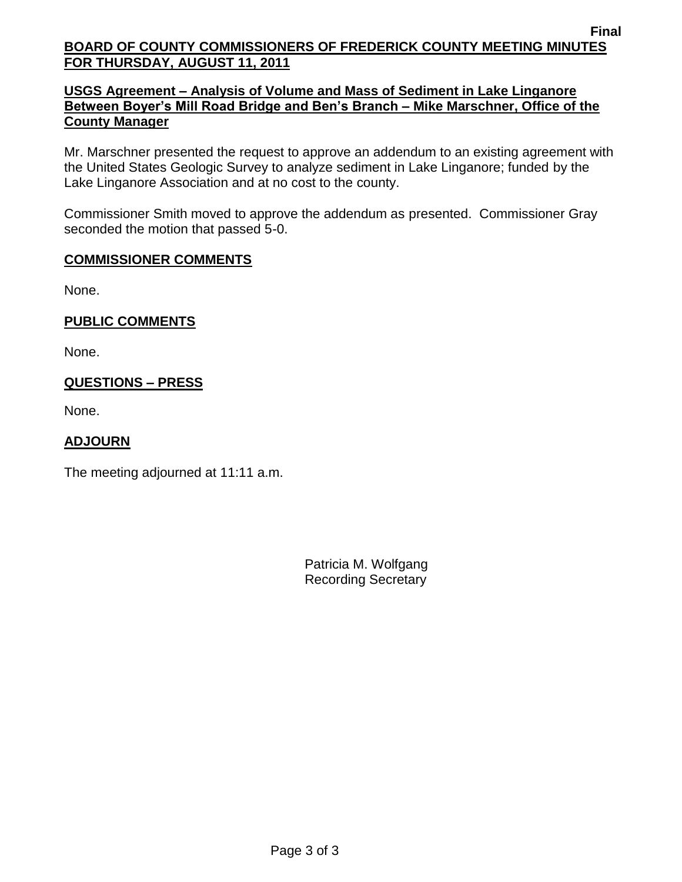**USGS Agreement – Analysis of Volume and Mass of Sediment in Lake Linganore Between Boyer's Mill Road Bridge and Ben's Branch – Mike Marschner, Office of the County Manager**

Mr. Marschner presented the request to approve an addendum to an existing agreement with the United States Geologic Survey to analyze sediment in Lake Linganore; funded by the Lake Linganore Association and at no cost to the county.

Commissioner Smith moved to approve the addendum as presented. Commissioner Gray seconded the motion that passed 5-0.

## COMMISSIONER COMMENTS

None.

## PUBLIC COMMENTS

None.

## QUESTIONS – PRESS

None.

## ADJOURN

The meeting adjourned at 11:11 a.m.

Patricia M. Wolfgang
Recording Secretary